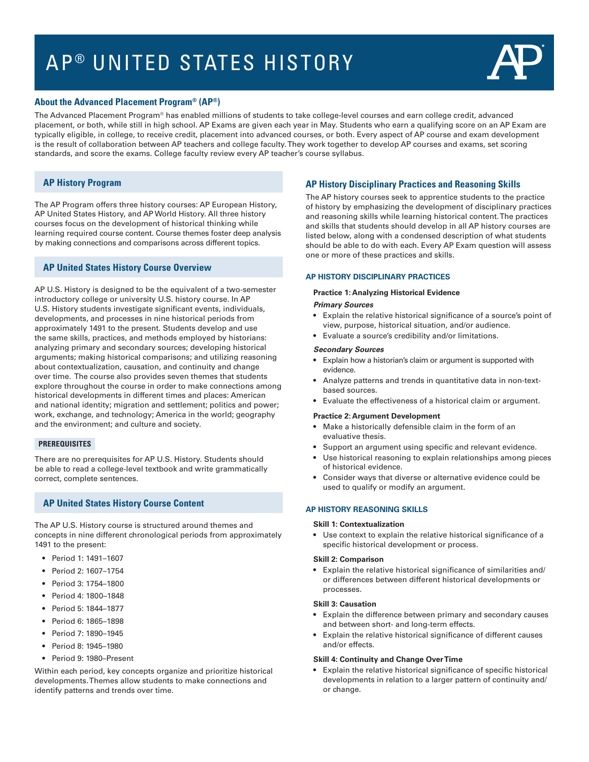# AP® UNITED STATES HISTORY

## About the Advanced Placement Program® (AP®)

The Advanced Placement Program® has enabled millions of students to take college-level courses and earn college credit, advanced placement, or both, while still in high school. AP Exams are given each year in May. Students who earn a qualifying score on an AP Exam are typically eligible, in college, to receive credit, placement into advanced courses, or both. Every aspect of AP course and exam development is the result of collaboration between AP teachers and college faculty. They work together to develop AP courses and exams, set scoring standards, and score the exams. College faculty review every AP teacher's course syllabus.

## AP History Program

The AP Program offers three history courses: AP European History, AP United States History, and AP World History. All three history courses focus on the development of historical thinking while learning required course content. Course themes foster deep analysis by making connections and comparisons across different topics.

## AP United States History Course Overview

AP U.S. History is designed to be the equivalent of a two-semester introductory college or university U.S. history course. In AP U.S. History students investigate significant events, individuals, developments, and processes in nine historical periods from approximately 1491 to the present. Students develop and use the same skills, practices, and methods employed by historians: analyzing primary and secondary sources; developing historical arguments; making historical comparisons; and utilizing reasoning about contextualization, causation, and continuity and change over time. The course also provides seven themes that students explore throughout the course in order to make connections among historical developments in different times and places: American and national identity; migration and settlement; politics and power; work, exchange, and technology; America in the world; geography and the environment; and culture and society.

### PREREQUISITES

There are no prerequisites for AP U.S. History. Students should be able to read a college-level textbook and write grammatically correct, complete sentences.

## AP United States History Course Content

The AP U.S. History course is structured around themes and concepts in nine different chronological periods from approximately 1491 to the present:

- Period 1: 1491–1607
- Period 2: 1607–1754
- Period 3: 1754–1800
- Period 4: 1800–1848
- Period 5: 1844–1877
- Period 6: 1865–1898
- Period 7: 1890–1945
- Period 8: 1945–1980
- Period 9: 1980–Present

Within each period, key concepts organize and prioritize historical developments. Themes allow students to make connections and identify patterns and trends over time.

## AP History Disciplinary Practices and Reasoning Skills

The AP history courses seek to apprentice students to the practice of history by emphasizing the development of disciplinary practices and reasoning skills while learning historical content. The practices and skills that students should develop in all AP history courses are listed below, along with a condensed description of what students should be able to do with each. Every AP Exam question will assess one or more of these practices and skills.

### AP HISTORY DISCIPLINARY PRACTICES

**Practice 1: Analyzing Historical Evidence**

***Primary Sources***

- Explain the relative historical significance of a source's point of view, purpose, historical situation, and/or audience.
- Evaluate a source's credibility and/or limitations.

***Secondary Sources***

- Explain how a historian's claim or argument is supported with evidence.
- Analyze patterns and trends in quantitative data in non-text-based sources.
- Evaluate the effectiveness of a historical claim or argument.

**Practice 2: Argument Development**

- Make a historically defensible claim in the form of an evaluative thesis.
- Support an argument using specific and relevant evidence.
- Use historical reasoning to explain relationships among pieces of historical evidence.
- Consider ways that diverse or alternative evidence could be used to qualify or modify an argument.

### AP HISTORY REASONING SKILLS

**Skill 1: Contextualization**

- Use context to explain the relative historical significance of a specific historical development or process.

**Skill 2: Comparison**

- Explain the relative historical significance of similarities and/or differences between different historical developments or processes.

**Skill 3: Causation**

- Explain the difference between primary and secondary causes and between short- and long-term effects.
- Explain the relative historical significance of different causes and/or effects.

**Skill 4: Continuity and Change Over Time**

- Explain the relative historical significance of specific historical developments in relation to a larger pattern of continuity and/or change.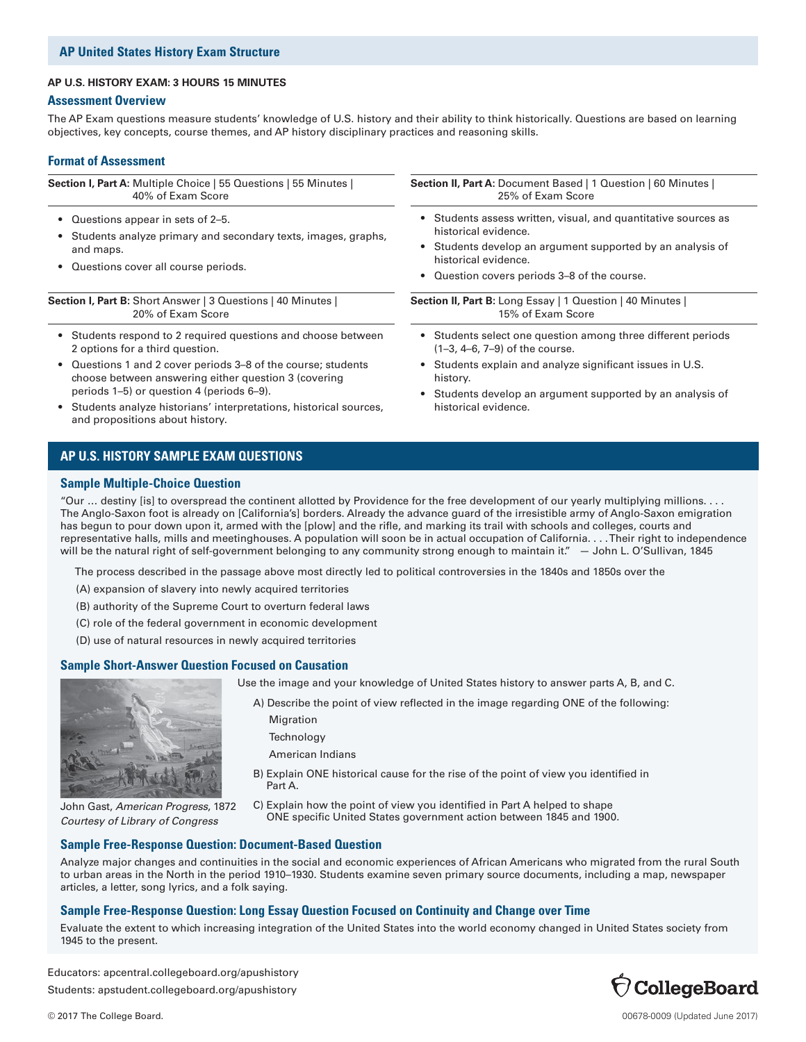## AP United States History Exam Structure

**AP U.S. HISTORY EXAM: 3 HOURS 15 MINUTES**

### Assessment Overview

The AP Exam questions measure students' knowledge of U.S. history and their ability to think historically. Questions are based on learning objectives, key concepts, course themes, and AP history disciplinary practices and reasoning skills.

### Format of Assessment

**Section I, Part A:** Multiple Choice | 55 Questions | 55 Minutes | 40% of Exam Score

- Questions appear in sets of 2–5.
- Students analyze primary and secondary texts, images, graphs, and maps.
- Questions cover all course periods.

**Section I, Part B:** Short Answer | 3 Questions | 40 Minutes | 20% of Exam Score

- Students respond to 2 required questions and choose between 2 options for a third question.
- Questions 1 and 2 cover periods 3–8 of the course; students choose between answering either question 3 (covering periods 1–5) or question 4 (periods 6–9).
- Students analyze historians' interpretations, historical sources, and propositions about history.

**Section II, Part A:** Document Based | 1 Question | 60 Minutes | 25% of Exam Score

- Students assess written, visual, and quantitative sources as historical evidence.
- Students develop an argument supported by an analysis of historical evidence.
- Question covers periods 3–8 of the course.

**Section II, Part B:** Long Essay | 1 Question | 40 Minutes | 15% of Exam Score

- Students select one question among three different periods (1–3, 4–6, 7–9) of the course.
- Students explain and analyze significant issues in U.S. history.
- Students develop an argument supported by an analysis of historical evidence.

## AP U.S. HISTORY SAMPLE EXAM QUESTIONS

### Sample Multiple-Choice Question

"Our … destiny [is] to overspread the continent allotted by Providence for the free development of our yearly multiplying millions. . . . The Anglo-Saxon foot is already on [California's] borders. Already the advance guard of the irresistible army of Anglo-Saxon emigration has begun to pour down upon it, armed with the [plow] and the rifle, and marking its trail with schools and colleges, courts and representative halls, mills and meetinghouses. A population will soon be in actual occupation of California. . . . Their right to independence will be the natural right of self-government belonging to any community strong enough to maintain it." — John L. O'Sullivan, 1845

The process described in the passage above most directly led to political controversies in the 1840s and 1850s over the

(A) expansion of slavery into newly acquired territories

(B) authority of the Supreme Court to overturn federal laws

(C) role of the federal government in economic development

(D) use of natural resources in newly acquired territories

### Sample Short-Answer Question Focused on Causation

John Gast, *American Progress*, 1872
*Courtesy of Library of Congress*

Use the image and your knowledge of United States history to answer parts A, B, and C.

A) Describe the point of view reflected in the image regarding ONE of the following:
   - Migration
   - Technology
   - American Indians

B) Explain ONE historical cause for the rise of the point of view you identified in Part A.

C) Explain how the point of view you identified in Part A helped to shape ONE specific United States government action between 1845 and 1900.

### Sample Free-Response Question: Document-Based Question

Analyze major changes and continuities in the social and economic experiences of African Americans who migrated from the rural South to urban areas in the North in the period 1910–1930. Students examine seven primary source documents, including a map, newspaper articles, a letter, song lyrics, and a folk saying.

### Sample Free-Response Question: Long Essay Question Focused on Continuity and Change over Time

Evaluate the extent to which increasing integration of the United States into the world economy changed in United States society from 1945 to the present.

Educators: apcentral.collegeboard.org/apushistory
Students: apstudent.collegeboard.org/apushistory

CollegeBoard

© 2017 The College Board. 00678-0009 (Updated June 2017)